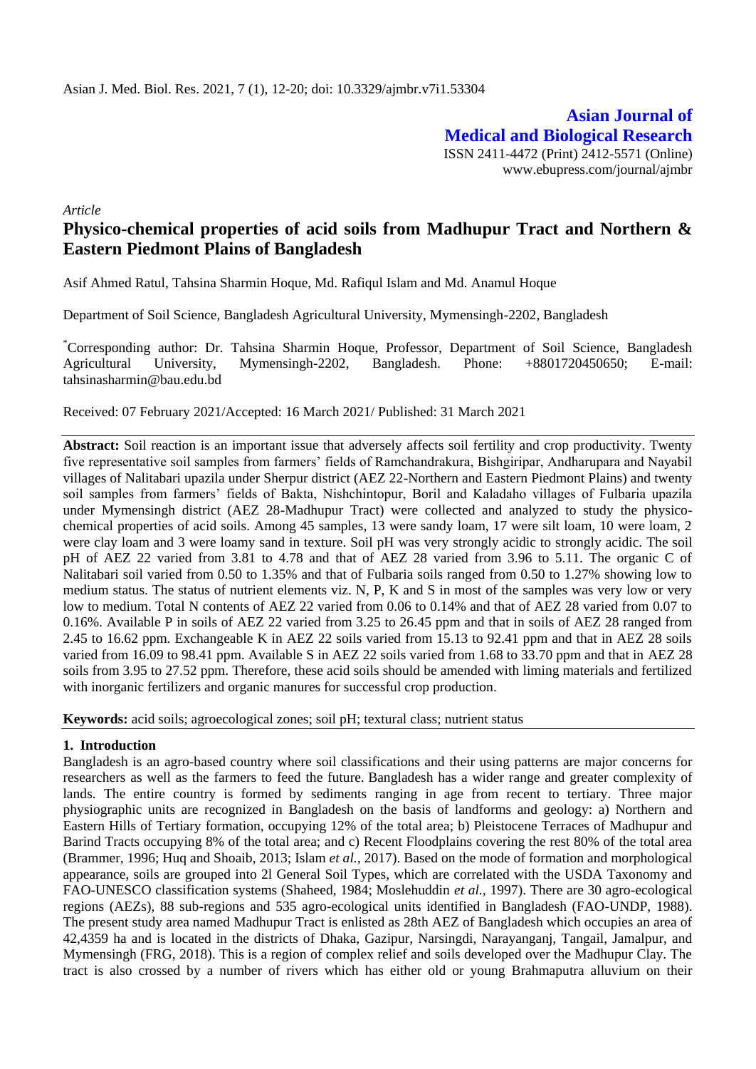**Asian Journal of Medical and Biological Research**

ISSN 2411-4472 (Print) 2412-5571 (Online)
www.ebupress.com/journal/ajmbr

*Article*

# Physico-chemical properties of acid soils from Madhupur Tract and Northern & Eastern Piedmont Plains of Bangladesh

Asif Ahmed Ratul, Tahsina Sharmin Hoque, Md. Rafiqul Islam and Md. Anamul Hoque

Department of Soil Science, Bangladesh Agricultural University, Mymensingh-2202, Bangladesh

*Corresponding author: Dr. Tahsina Sharmin Hoque, Professor, Department of Soil Science, Bangladesh Agricultural University, Mymensingh-2202, Bangladesh. Phone: +8801720450650; E-mail: tahsinasharmin@bau.edu.bd

Received: 07 February 2021/Accepted: 16 March 2021/ Published: 31 March 2021

**Abstract:** Soil reaction is an important issue that adversely affects soil fertility and crop productivity. Twenty five representative soil samples from farmers' fields of Ramchandrakura, Bishgiripar, Andharupara and Nayabil villages of Nalitabari upazila under Sherpur district (AEZ 22-Northern and Eastern Piedmont Plains) and twenty soil samples from farmers' fields of Bakta, Nishchintopur, Boril and Kaladaho villages of Fulbaria upazila under Mymensingh district (AEZ 28-Madhupur Tract) were collected and analyzed to study the physico-chemical properties of acid soils. Among 45 samples, 13 were sandy loam, 17 were silt loam, 10 were loam, 2 were clay loam and 3 were loamy sand in texture. Soil pH was very strongly acidic to strongly acidic. The soil pH of AEZ 22 varied from 3.81 to 4.78 and that of AEZ 28 varied from 3.96 to 5.11. The organic C of Nalitabari soil varied from 0.50 to 1.35% and that of Fulbaria soils ranged from 0.50 to 1.27% showing low to medium status. The status of nutrient elements viz. N, P, K and S in most of the samples was very low or very low to medium. Total N contents of AEZ 22 varied from 0.06 to 0.14% and that of AEZ 28 varied from 0.07 to 0.16%. Available P in soils of AEZ 22 varied from 3.25 to 26.45 ppm and that in soils of AEZ 28 ranged from 2.45 to 16.62 ppm. Exchangeable K in AEZ 22 soils varied from 15.13 to 92.41 ppm and that in AEZ 28 soils varied from 16.09 to 98.41 ppm. Available S in AEZ 22 soils varied from 1.68 to 33.70 ppm and that in AEZ 28 soils from 3.95 to 27.52 ppm. Therefore, these acid soils should be amended with liming materials and fertilized with inorganic fertilizers and organic manures for successful crop production.

**Keywords:** acid soils; agroecological zones; soil pH; textural class; nutrient status

## 1. Introduction

Bangladesh is an agro-based country where soil classifications and their using patterns are major concerns for researchers as well as the farmers to feed the future. Bangladesh has a wider range and greater complexity of lands. The entire country is formed by sediments ranging in age from recent to tertiary. Three major physiographic units are recognized in Bangladesh on the basis of landforms and geology: a) Northern and Eastern Hills of Tertiary formation, occupying 12% of the total area; b) Pleistocene Terraces of Madhupur and Barind Tracts occupying 8% of the total area; and c) Recent Floodplains covering the rest 80% of the total area (Brammer, 1996; Huq and Shoaib, 2013; Islam *et al.,* 2017). Based on the mode of formation and morphological appearance, soils are grouped into 2l General Soil Types, which are correlated with the USDA Taxonomy and FAO-UNESCO classification systems (Shaheed, 1984; Moslehuddin *et al.,* 1997). There are 30 agro-ecological regions (AEZs), 88 sub-regions and 535 agro-ecological units identified in Bangladesh (FAO-UNDP, 1988). The present study area named Madhupur Tract is enlisted as 28th AEZ of Bangladesh which occupies an area of 42,4359 ha and is located in the districts of Dhaka, Gazipur, Narsingdi, Narayanganj, Tangail, Jamalpur, and Mymensingh (FRG, 2018). This is a region of complex relief and soils developed over the Madhupur Clay. The tract is also crossed by a number of rivers which has either old or young Brahmaputra alluvium on their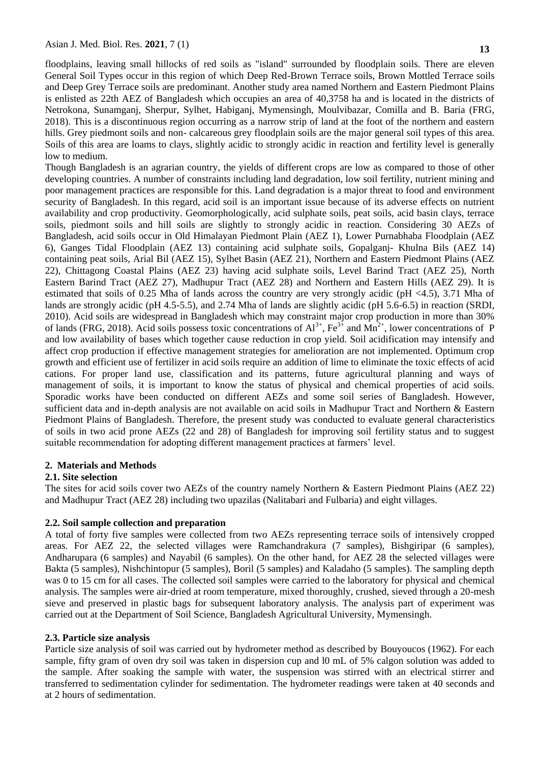floodplains, leaving small hillocks of red soils as "island" surrounded by floodplain soils. There are eleven General Soil Types occur in this region of which Deep Red-Brown Terrace soils, Brown Mottled Terrace soils and Deep Grey Terrace soils are predominant. Another study area named Northern and Eastern Piedmont Plains is enlisted as 22th AEZ of Bangladesh which occupies an area of 40,3758 ha and is located in the districts of Netrokona, Sunamganj, Sherpur, Sylhet, Habiganj, Mymensingh, Moulvibazar, Comilla and B. Baria (FRG, 2018). This is a discontinuous region occurring as a narrow strip of land at the foot of the northern and eastern hills. Grey piedmont soils and non- calcareous grey floodplain soils are the major general soil types of this area. Soils of this area are loams to clays, slightly acidic to strongly acidic in reaction and fertility level is generally low to medium.

Though Bangladesh is an agrarian country, the yields of different crops are low as compared to those of other developing countries. A number of constraints including land degradation, low soil fertility, nutrient mining and poor management practices are responsible for this. Land degradation is a major threat to food and environment security of Bangladesh. In this regard, acid soil is an important issue because of its adverse effects on nutrient availability and crop productivity. Geomorphologically, acid sulphate soils, peat soils, acid basin clays, terrace soils, piedmont soils and hill soils are slightly to strongly acidic in reaction. Considering 30 AEZs of Bangladesh, acid soils occur in Old Himalayan Piedmont Plain (AEZ 1), Lower Purnabhaba Floodplain (AEZ 6), Ganges Tidal Floodplain (AEZ 13) containing acid sulphate soils, Gopalganj- Khulna Bils (AEZ 14) containing peat soils, Arial Bil (AEZ 15), Sylhet Basin (AEZ 21), Northern and Eastern Piedmont Plains (AEZ 22), Chittagong Coastal Plains (AEZ 23) having acid sulphate soils, Level Barind Tract (AEZ 25), North Eastern Barind Tract (AEZ 27), Madhupur Tract (AEZ 28) and Northern and Eastern Hills (AEZ 29). It is estimated that soils of 0.25 Mha of lands across the country are very strongly acidic (pH <4.5), 3.71 Mha of lands are strongly acidic (pH 4.5-5.5), and 2.74 Mha of lands are slightly acidic (pH 5.6-6.5) in reaction (SRDI, 2010). Acid soils are widespread in Bangladesh which may constraint major crop production in more than 30% of lands (FRG, 2018). Acid soils possess toxic concentrations of $Al^{3+}$, $Fe^{3+}$ and $Mn^{2+}$, lower concentrations of P and low availability of bases which together cause reduction in crop yield. Soil acidification may intensify and affect crop production if effective management strategies for amelioration are not implemented. Optimum crop growth and efficient use of fertilizer in acid soils require an addition of lime to eliminate the toxic effects of acid cations. For proper land use, classification and its patterns, future agricultural planning and ways of management of soils, it is important to know the status of physical and chemical properties of acid soils. Sporadic works have been conducted on different AEZs and some soil series of Bangladesh. However, sufficient data and in-depth analysis are not available on acid soils in Madhupur Tract and Northern & Eastern Piedmont Plains of Bangladesh. Therefore, the present study was conducted to evaluate general characteristics of soils in two acid prone AEZs (22 and 28) of Bangladesh for improving soil fertility status and to suggest suitable recommendation for adopting different management practices at farmers' level.

## 2. Materials and Methods

### 2.1. Site selection

The sites for acid soils cover two AEZs of the country namely Northern & Eastern Piedmont Plains (AEZ 22) and Madhupur Tract (AEZ 28) including two upazilas (Nalitabari and Fulbaria) and eight villages.

### 2.2. Soil sample collection and preparation

A total of forty five samples were collected from two AEZs representing terrace soils of intensively cropped areas. For AEZ 22, the selected villages were Ramchandrakura (7 samples), Bishgiripar (6 samples), Andharupara (6 samples) and Nayabil (6 samples). On the other hand, for AEZ 28 the selected villages were Bakta (5 samples), Nishchintopur (5 samples), Boril (5 samples) and Kaladaho (5 samples). The sampling depth was 0 to 15 cm for all cases. The collected soil samples were carried to the laboratory for physical and chemical analysis. The samples were air-dried at room temperature, mixed thoroughly, crushed, sieved through a 20-mesh sieve and preserved in plastic bags for subsequent laboratory analysis. The analysis part of experiment was carried out at the Department of Soil Science, Bangladesh Agricultural University, Mymensingh.

### 2.3. Particle size analysis

Particle size analysis of soil was carried out by hydrometer method as described by Bouyoucos (1962). For each sample, fifty gram of oven dry soil was taken in dispersion cup and l0 mL of 5% calgon solution was added to the sample. After soaking the sample with water, the suspension was stirred with an electrical stirrer and transferred to sedimentation cylinder for sedimentation. The hydrometer readings were taken at 40 seconds and at 2 hours of sedimentation.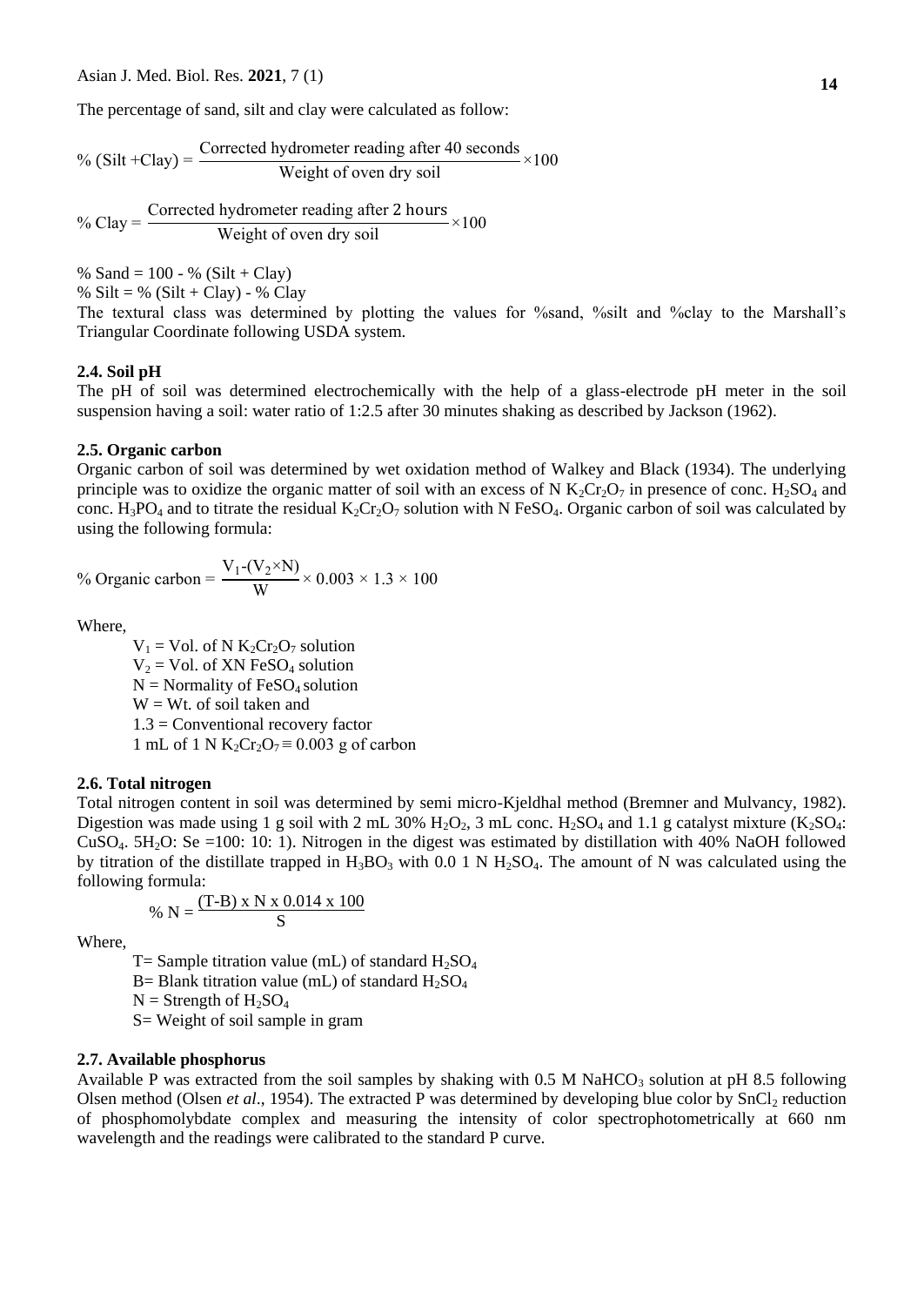The percentage of sand, silt and clay were calculated as follow:

$$\% \text{ (Silt + Clay)} = \frac{\text{Corrected hydrometer reading after 40 seconds}}{\text{Weight of oven dry soil}} \times 100$$

$$\% \text{ Clay} = \frac{\text{Corrected hydrometer reading after 2 hours}}{\text{Weight of oven dry soil}} \times 100$$

% Sand = 100 - % (Silt + Clay)

% Silt = % (Silt + Clay) - % Clay

The textural class was determined by plotting the values for %sand, %silt and %clay to the Marshall's Triangular Coordinate following USDA system.

### 2.4. Soil pH

The pH of soil was determined electrochemically with the help of a glass-electrode pH meter in the soil suspension having a soil: water ratio of 1:2.5 after 30 minutes shaking as described by Jackson (1962).

### 2.5. Organic carbon

Organic carbon of soil was determined by wet oxidation method of Walkey and Black (1934). The underlying principle was to oxidize the organic matter of soil with an excess of N $K_2Cr_2O_7$ in presence of conc. $H_2SO_4$ and conc. $H_3PO_4$ and to titrate the residual $K_2Cr_2O_7$ solution with N $FeSO_4$. Organic carbon of soil was calculated by using the following formula:

$$\% \text{ Organic carbon} = \frac{V_1 - (V_2 \times N)}{W} \times 0.003 \times 1.3 \times 100$$

Where,

$V_1$ = Vol. of N $K_2Cr_2O_7$ solution  
$V_2$ = Vol. of XN $FeSO_4$ solution  
N = Normality of $FeSO_4$ solution  
W = Wt. of soil taken and  
1.3 = Conventional recovery factor  
1 mL of 1 N $K_2Cr_2O_7 \equiv$ 0.003 g of carbon

### 2.6. Total nitrogen

Total nitrogen content in soil was determined by semi micro-Kjeldhal method (Bremner and Mulvancy, 1982). Digestion was made using 1 g soil with 2 mL 30% $H_2O_2$, 3 mL conc. $H_2SO_4$ and 1.1 g catalyst mixture ($K_2SO_4$: $CuSO_4$. $5H_2O$: Se =100: 10: 1). Nitrogen in the digest was estimated by distillation with 40% NaOH followed by titration of the distillate trapped in $H_3BO_3$ with 0.0 1 N $H_2SO_4$. The amount of N was calculated using the following formula:

$$\% \text{ N} = \frac{(T\text{-}B) \text{ x N x } 0.014 \text{ x } 100}{S}$$

Where,

T= Sample titration value (mL) of standard $H_2SO_4$  
B= Blank titration value (mL) of standard $H_2SO_4$  
N = Strength of $H_2SO_4$  
S= Weight of soil sample in gram

### 2.7. Available phosphorus

Available P was extracted from the soil samples by shaking with 0.5 M $NaHCO_3$ solution at pH 8.5 following Olsen method (Olsen *et al*., 1954). The extracted P was determined by developing blue color by $SnCl_2$ reduction of phosphomolybdate complex and measuring the intensity of color spectrophotometrically at 660 nm wavelength and the readings were calibrated to the standard P curve.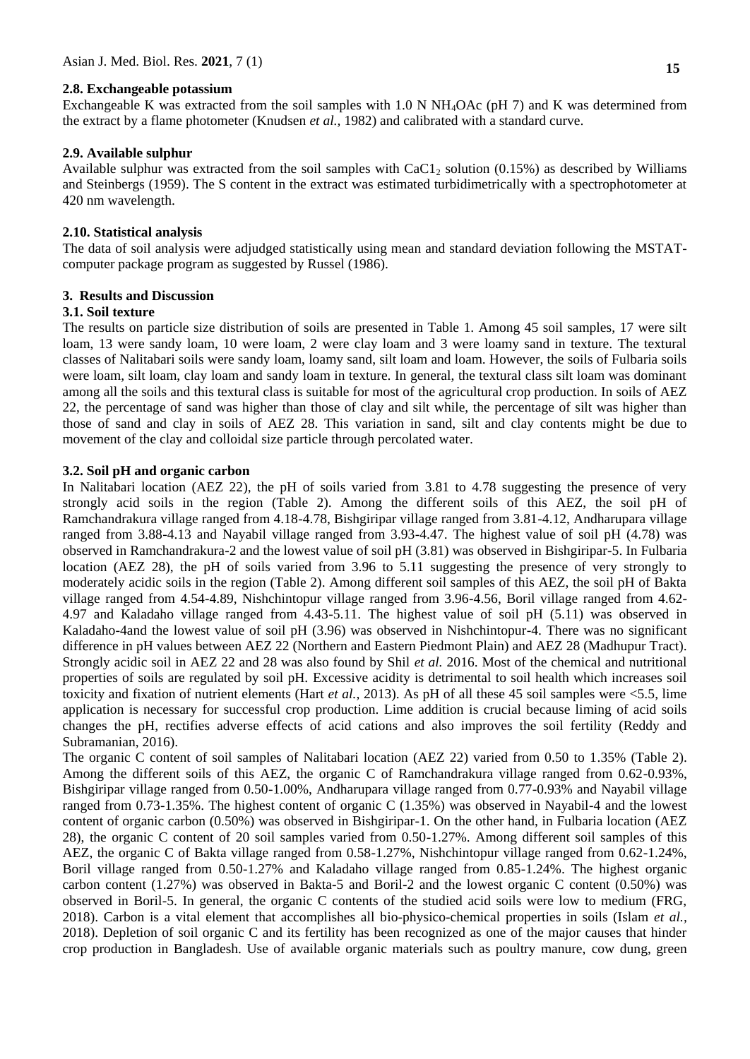### 2.8. Exchangeable potassium

Exchangeable K was extracted from the soil samples with 1.0 N $NH_4OAc$ (pH 7) and K was determined from the extract by a flame photometer (Knudsen *et al.,* 1982) and calibrated with a standard curve.

### 2.9. Available sulphur

Available sulphur was extracted from the soil samples with $CaC1_2$ solution (0.15%) as described by Williams and Steinbergs (1959). The S content in the extract was estimated turbidimetrically with a spectrophotometer at 420 nm wavelength.

### 2.10. Statistical analysis

The data of soil analysis were adjudged statistically using mean and standard deviation following the MSTAT-computer package program as suggested by Russel (1986).

## 3. Results and Discussion

### 3.1. Soil texture

The results on particle size distribution of soils are presented in Table 1. Among 45 soil samples, 17 were silt loam, 13 were sandy loam, 10 were loam, 2 were clay loam and 3 were loamy sand in texture. The textural classes of Nalitabari soils were sandy loam, loamy sand, silt loam and loam. However, the soils of Fulbaria soils were loam, silt loam, clay loam and sandy loam in texture. In general, the textural class silt loam was dominant among all the soils and this textural class is suitable for most of the agricultural crop production. In soils of AEZ 22, the percentage of sand was higher than those of clay and silt while, the percentage of silt was higher than those of sand and clay in soils of AEZ 28. This variation in sand, silt and clay contents might be due to movement of the clay and colloidal size particle through percolated water.

### 3.2. Soil pH and organic carbon

In Nalitabari location (AEZ 22), the pH of soils varied from 3.81 to 4.78 suggesting the presence of very strongly acid soils in the region (Table 2). Among the different soils of this AEZ, the soil pH of Ramchandrakura village ranged from 4.18-4.78, Bishgiripar village ranged from 3.81-4.12, Andharupara village ranged from 3.88-4.13 and Nayabil village ranged from 3.93-4.47. The highest value of soil pH (4.78) was observed in Ramchandrakura-2 and the lowest value of soil pH (3.81) was observed in Bishgiripar-5. In Fulbaria location (AEZ 28), the pH of soils varied from 3.96 to 5.11 suggesting the presence of very strongly to moderately acidic soils in the region (Table 2). Among different soil samples of this AEZ, the soil pH of Bakta village ranged from 4.54-4.89, Nishchintopur village ranged from 3.96-4.56, Boril village ranged from 4.62-4.97 and Kaladaho village ranged from 4.43-5.11. The highest value of soil pH (5.11) was observed in Kaladaho-4and the lowest value of soil pH (3.96) was observed in Nishchintopur-4. There was no significant difference in pH values between AEZ 22 (Northern and Eastern Piedmont Plain) and AEZ 28 (Madhupur Tract). Strongly acidic soil in AEZ 22 and 28 was also found by Shil *et al.* 2016. Most of the chemical and nutritional properties of soils are regulated by soil pH. Excessive acidity is detrimental to soil health which increases soil toxicity and fixation of nutrient elements (Hart *et al.,* 2013). As pH of all these 45 soil samples were <5.5, lime application is necessary for successful crop production. Lime addition is crucial because liming of acid soils changes the pH, rectifies adverse effects of acid cations and also improves the soil fertility (Reddy and Subramanian, 2016).

The organic C content of soil samples of Nalitabari location (AEZ 22) varied from 0.50 to 1.35% (Table 2). Among the different soils of this AEZ, the organic C of Ramchandrakura village ranged from 0.62-0.93%, Bishgiripar village ranged from 0.50-1.00%, Andharupara village ranged from 0.77-0.93% and Nayabil village ranged from 0.73-1.35%. The highest content of organic C (1.35%) was observed in Nayabil-4 and the lowest content of organic carbon (0.50%) was observed in Bishgiripar-1. On the other hand, in Fulbaria location (AEZ 28), the organic C content of 20 soil samples varied from 0.50-1.27%. Among different soil samples of this AEZ, the organic C of Bakta village ranged from 0.58-1.27%, Nishchintopur village ranged from 0.62-1.24%, Boril village ranged from 0.50-1.27% and Kaladaho village ranged from 0.85-1.24%. The highest organic carbon content (1.27%) was observed in Bakta-5 and Boril-2 and the lowest organic C content (0.50%) was observed in Boril-5. In general, the organic C contents of the studied acid soils were low to medium (FRG, 2018). Carbon is a vital element that accomplishes all bio-physico-chemical properties in soils (Islam *et al.,* 2018). Depletion of soil organic C and its fertility has been recognized as one of the major causes that hinder crop production in Bangladesh. Use of available organic materials such as poultry manure, cow dung, green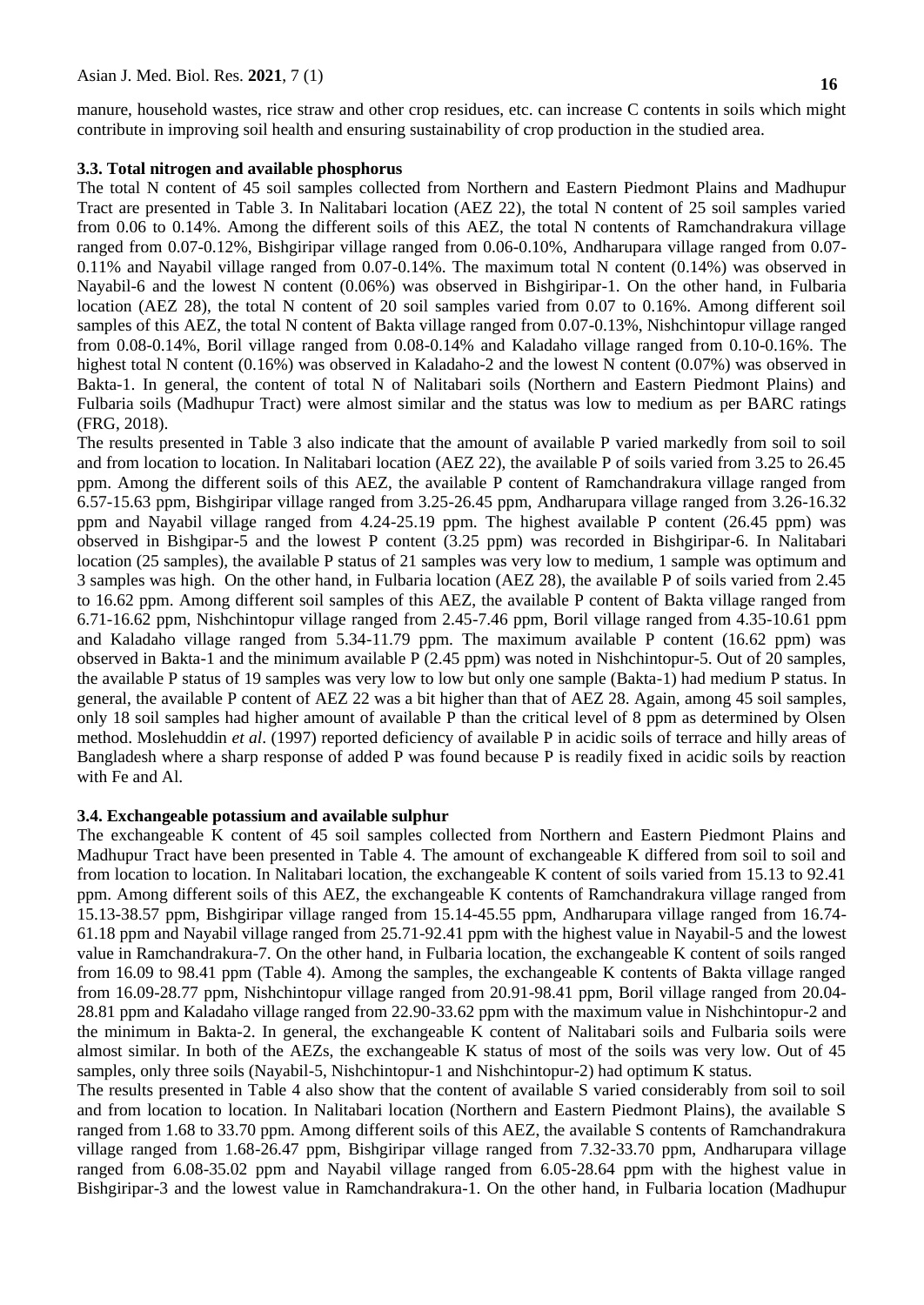manure, household wastes, rice straw and other crop residues, etc. can increase C contents in soils which might contribute in improving soil health and ensuring sustainability of crop production in the studied area.

### 3.3. Total nitrogen and available phosphorus

The total N content of 45 soil samples collected from Northern and Eastern Piedmont Plains and Madhupur Tract are presented in Table 3. In Nalitabari location (AEZ 22), the total N content of 25 soil samples varied from 0.06 to 0.14%. Among the different soils of this AEZ, the total N contents of Ramchandrakura village ranged from 0.07-0.12%, Bishgiripar village ranged from 0.06-0.10%, Andharupara village ranged from 0.07-0.11% and Nayabil village ranged from 0.07-0.14%. The maximum total N content (0.14%) was observed in Nayabil-6 and the lowest N content (0.06%) was observed in Bishgiripar-1. On the other hand, in Fulbaria location (AEZ 28), the total N content of 20 soil samples varied from 0.07 to 0.16%. Among different soil samples of this AEZ, the total N content of Bakta village ranged from 0.07-0.13%, Nishchintopur village ranged from 0.08-0.14%, Boril village ranged from 0.08-0.14% and Kaladaho village ranged from 0.10-0.16%. The highest total N content (0.16%) was observed in Kaladaho-2 and the lowest N content (0.07%) was observed in Bakta-1. In general, the content of total N of Nalitabari soils (Northern and Eastern Piedmont Plains) and Fulbaria soils (Madhupur Tract) were almost similar and the status was low to medium as per BARC ratings (FRG, 2018).

The results presented in Table 3 also indicate that the amount of available P varied markedly from soil to soil and from location to location. In Nalitabari location (AEZ 22), the available P of soils varied from 3.25 to 26.45 ppm. Among the different soils of this AEZ, the available P content of Ramchandrakura village ranged from 6.57-15.63 ppm, Bishgiripar village ranged from 3.25-26.45 ppm, Andharupara village ranged from 3.26-16.32 ppm and Nayabil village ranged from 4.24-25.19 ppm. The highest available P content (26.45 ppm) was observed in Bishgipar-5 and the lowest P content (3.25 ppm) was recorded in Bishgiripar-6. In Nalitabari location (25 samples), the available P status of 21 samples was very low to medium, 1 sample was optimum and 3 samples was high. On the other hand, in Fulbaria location (AEZ 28), the available P of soils varied from 2.45 to 16.62 ppm. Among different soil samples of this AEZ, the available P content of Bakta village ranged from 6.71-16.62 ppm, Nishchintopur village ranged from 2.45-7.46 ppm, Boril village ranged from 4.35-10.61 ppm and Kaladaho village ranged from 5.34-11.79 ppm. The maximum available P content (16.62 ppm) was observed in Bakta-1 and the minimum available P (2.45 ppm) was noted in Nishchintopur-5. Out of 20 samples, the available P status of 19 samples was very low to low but only one sample (Bakta-1) had medium P status. In general, the available P content of AEZ 22 was a bit higher than that of AEZ 28. Again, among 45 soil samples, only 18 soil samples had higher amount of available P than the critical level of 8 ppm as determined by Olsen method. Moslehuddin *et al*. (1997) reported deficiency of available P in acidic soils of terrace and hilly areas of Bangladesh where a sharp response of added P was found because P is readily fixed in acidic soils by reaction with Fe and Al.

### 3.4. Exchangeable potassium and available sulphur

The exchangeable K content of 45 soil samples collected from Northern and Eastern Piedmont Plains and Madhupur Tract have been presented in Table 4. The amount of exchangeable K differed from soil to soil and from location to location. In Nalitabari location, the exchangeable K content of soils varied from 15.13 to 92.41 ppm. Among different soils of this AEZ, the exchangeable K contents of Ramchandrakura village ranged from 15.13-38.57 ppm, Bishgiripar village ranged from 15.14-45.55 ppm, Andharupara village ranged from 16.74-61.18 ppm and Nayabil village ranged from 25.71-92.41 ppm with the highest value in Nayabil-5 and the lowest value in Ramchandrakura-7. On the other hand, in Fulbaria location, the exchangeable K content of soils ranged from 16.09 to 98.41 ppm (Table 4). Among the samples, the exchangeable K contents of Bakta village ranged from 16.09-28.77 ppm, Nishchintopur village ranged from 20.91-98.41 ppm, Boril village ranged from 20.04-28.81 ppm and Kaladaho village ranged from 22.90-33.62 ppm with the maximum value in Nishchintopur-2 and the minimum in Bakta-2. In general, the exchangeable K content of Nalitabari soils and Fulbaria soils were almost similar. In both of the AEZs, the exchangeable K status of most of the soils was very low. Out of 45 samples, only three soils (Nayabil-5, Nishchintopur-1 and Nishchintopur-2) had optimum K status.

The results presented in Table 4 also show that the content of available S varied considerably from soil to soil and from location to location. In Nalitabari location (Northern and Eastern Piedmont Plains), the available S ranged from 1.68 to 33.70 ppm. Among different soils of this AEZ, the available S contents of Ramchandrakura village ranged from 1.68-26.47 ppm, Bishgiripar village ranged from 7.32-33.70 ppm, Andharupara village ranged from 6.08-35.02 ppm and Nayabil village ranged from 6.05-28.64 ppm with the highest value in Bishgiripar-3 and the lowest value in Ramchandrakura-1. On the other hand, in Fulbaria location (Madhupur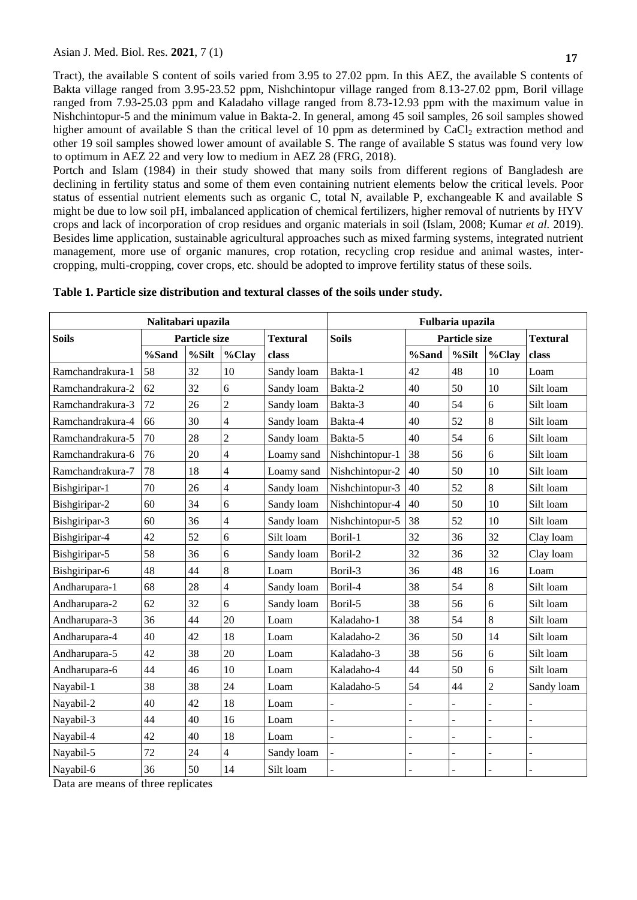Tract), the available S content of soils varied from 3.95 to 27.02 ppm. In this AEZ, the available S contents of Bakta village ranged from 3.95-23.52 ppm, Nishchintopur village ranged from 8.13-27.02 ppm, Boril village ranged from 7.93-25.03 ppm and Kaladaho village ranged from 8.73-12.93 ppm with the maximum value in Nishchintopur-5 and the minimum value in Bakta-2. In general, among 45 soil samples, 26 soil samples showed higher amount of available S than the critical level of 10 ppm as determined by $CaCl_2$ extraction method and other 19 soil samples showed lower amount of available S. The range of available S status was found very low to optimum in AEZ 22 and very low to medium in AEZ 28 (FRG, 2018).

Portch and Islam (1984) in their study showed that many soils from different regions of Bangladesh are declining in fertility status and some of them even containing nutrient elements below the critical levels. Poor status of essential nutrient elements such as organic C, total N, available P, exchangeable K and available S might be due to low soil pH, imbalanced application of chemical fertilizers, higher removal of nutrients by HYV crops and lack of incorporation of crop residues and organic materials in soil (Islam, 2008; Kumar *et al.* 2019). Besides lime application, sustainable agricultural approaches such as mixed farming systems, integrated nutrient management, more use of organic manures, crop rotation, recycling crop residue and animal wastes, inter-cropping, multi-cropping, cover crops, etc. should be adopted to improve fertility status of these soils.

**Table 1. Particle size distribution and textural classes of the soils under study.**

| **Nalitabari upazila** | | | | | **Fulbaria upazila** | | | | |
|---|---|---|---|---|---|---|---|---|---|
| **Soils** | **Particle size** | | | **Textural** | **Soils** | **Particle size** | | | **Textural** |
| | **%Sand** | **%Silt** | **%Clay** | **class** | | **%Sand** | **%Silt** | **%Clay** | **class** |
| Ramchandrakura-1 | 58 | 32 | 10 | Sandy loam | Bakta-1 | 42 | 48 | 10 | Loam |
| Ramchandrakura-2 | 62 | 32 | 6 | Sandy loam | Bakta-2 | 40 | 50 | 10 | Silt loam |
| Ramchandrakura-3 | 72 | 26 | 2 | Sandy loam | Bakta-3 | 40 | 54 | 6 | Silt loam |
| Ramchandrakura-4 | 66 | 30 | 4 | Sandy loam | Bakta-4 | 40 | 52 | 8 | Silt loam |
| Ramchandrakura-5 | 70 | 28 | 2 | Sandy loam | Bakta-5 | 40 | 54 | 6 | Silt loam |
| Ramchandrakura-6 | 76 | 20 | 4 | Loamy sand | Nishchintopur-1 | 38 | 56 | 6 | Silt loam |
| Ramchandrakura-7 | 78 | 18 | 4 | Loamy sand | Nishchintopur-2 | 40 | 50 | 10 | Silt loam |
| Bishgiripar-1 | 70 | 26 | 4 | Sandy loam | Nishchintopur-3 | 40 | 52 | 8 | Silt loam |
| Bishgiripar-2 | 60 | 34 | 6 | Sandy loam | Nishchintopur-4 | 40 | 50 | 10 | Silt loam |
| Bishgiripar-3 | 60 | 36 | 4 | Sandy loam | Nishchintopur-5 | 38 | 52 | 10 | Silt loam |
| Bishgiripar-4 | 42 | 52 | 6 | Silt loam | Boril-1 | 32 | 36 | 32 | Clay loam |
| Bishgiripar-5 | 58 | 36 | 6 | Sandy loam | Boril-2 | 32 | 36 | 32 | Clay loam |
| Bishgiripar-6 | 48 | 44 | 8 | Loam | Boril-3 | 36 | 48 | 16 | Loam |
| Andharupara-1 | 68 | 28 | 4 | Sandy loam | Boril-4 | 38 | 54 | 8 | Silt loam |
| Andharupara-2 | 62 | 32 | 6 | Sandy loam | Boril-5 | 38 | 56 | 6 | Silt loam |
| Andharupara-3 | 36 | 44 | 20 | Loam | Kaladaho-1 | 38 | 54 | 8 | Silt loam |
| Andharupara-4 | 40 | 42 | 18 | Loam | Kaladaho-2 | 36 | 50 | 14 | Silt loam |
| Andharupara-5 | 42 | 38 | 20 | Loam | Kaladaho-3 | 38 | 56 | 6 | Silt loam |
| Andharupara-6 | 44 | 46 | 10 | Loam | Kaladaho-4 | 44 | 50 | 6 | Silt loam |
| Nayabil-1 | 38 | 38 | 24 | Loam | Kaladaho-5 | 54 | 44 | 2 | Sandy loam |
| Nayabil-2 | 40 | 42 | 18 | Loam | - | - | - | - | - |
| Nayabil-3 | 44 | 40 | 16 | Loam | - | - | - | - | - |
| Nayabil-4 | 42 | 40 | 18 | Loam | - | - | - | - | - |
| Nayabil-5 | 72 | 24 | 4 | Sandy loam | - | - | - | - | - |
| Nayabil-6 | 36 | 50 | 14 | Silt loam | - | - | - | - | - |

Data are means of three replicates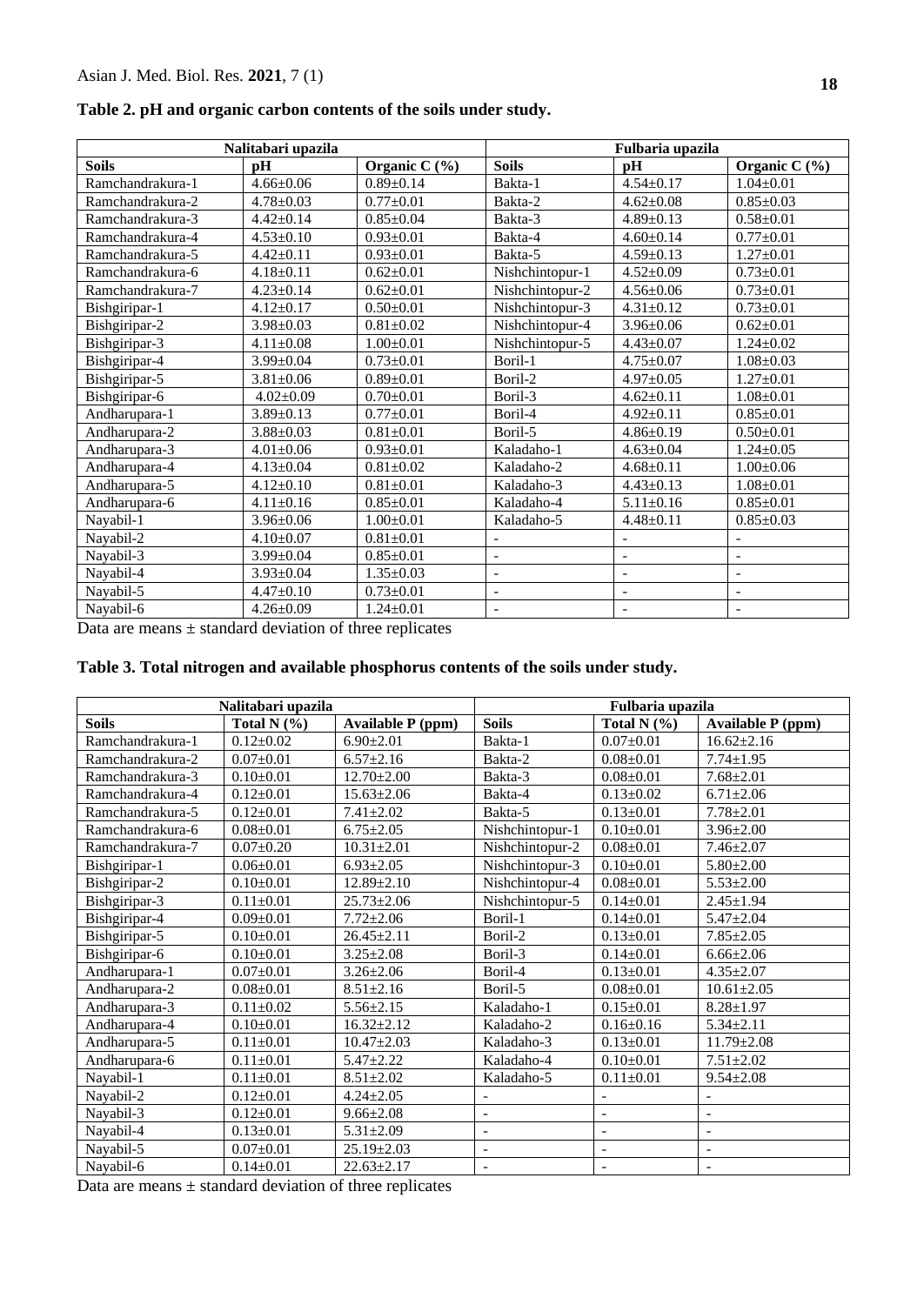**Table 2. pH and organic carbon contents of the soils under study.**

| Nalitabari upazila | | | Fulbaria upazila | | |
|---|---|---|---|---|---|
| **Soils** | **pH** | **Organic C (%)** | **Soils** | **pH** | **Organic C (%)** |
| Ramchandrakura-1 | 4.66±0.06 | 0.89±0.14 | Bakta-1 | 4.54±0.17 | 1.04±0.01 |
| Ramchandrakura-2 | 4.78±0.03 | 0.77±0.01 | Bakta-2 | 4.62±0.08 | 0.85±0.03 |
| Ramchandrakura-3 | 4.42±0.14 | 0.85±0.04 | Bakta-3 | 4.89±0.13 | 0.58±0.01 |
| Ramchandrakura-4 | 4.53±0.10 | 0.93±0.01 | Bakta-4 | 4.60±0.14 | 0.77±0.01 |
| Ramchandrakura-5 | 4.42±0.11 | 0.93±0.01 | Bakta-5 | 4.59±0.13 | 1.27±0.01 |
| Ramchandrakura-6 | 4.18±0.11 | 0.62±0.01 | Nishchintopur-1 | 4.52±0.09 | 0.73±0.01 |
| Ramchandrakura-7 | 4.23±0.14 | 0.62±0.01 | Nishchintopur-2 | 4.56±0.06 | 0.73±0.01 |
| Bishgiripar-1 | 4.12±0.17 | 0.50±0.01 | Nishchintopur-3 | 4.31±0.12 | 0.73±0.01 |
| Bishgiripar-2 | 3.98±0.03 | 0.81±0.02 | Nishchintopur-4 | 3.96±0.06 | 0.62±0.01 |
| Bishgiripar-3 | 4.11±0.08 | 1.00±0.01 | Nishchintopur-5 | 4.43±0.07 | 1.24±0.02 |
| Bishgiripar-4 | 3.99±0.04 | 0.73±0.01 | Boril-1 | 4.75±0.07 | 1.08±0.03 |
| Bishgiripar-5 | 3.81±0.06 | 0.89±0.01 | Boril-2 | 4.97±0.05 | 1.27±0.01 |
| Bishgiripar-6 | 4.02±0.09 | 0.70±0.01 | Boril-3 | 4.62±0.11 | 1.08±0.01 |
| Andharupara-1 | 3.89±0.13 | 0.77±0.01 | Boril-4 | 4.92±0.11 | 0.85±0.01 |
| Andharupara-2 | 3.88±0.03 | 0.81±0.01 | Boril-5 | 4.86±0.19 | 0.50±0.01 |
| Andharupara-3 | 4.01±0.06 | 0.93±0.01 | Kaladaho-1 | 4.63±0.04 | 1.24±0.05 |
| Andharupara-4 | 4.13±0.04 | 0.81±0.02 | Kaladaho-2 | 4.68±0.11 | 1.00±0.06 |
| Andharupara-5 | 4.12±0.10 | 0.81±0.01 | Kaladaho-3 | 4.43±0.13 | 1.08±0.01 |
| Andharupara-6 | 4.11±0.16 | 0.85±0.01 | Kaladaho-4 | 5.11±0.16 | 0.85±0.01 |
| Nayabil-1 | 3.96±0.06 | 1.00±0.01 | Kaladaho-5 | 4.48±0.11 | 0.85±0.03 |
| Nayabil-2 | 4.10±0.07 | 0.81±0.01 | - | - | - |
| Nayabil-3 | 3.99±0.04 | 0.85±0.01 | - | - | - |
| Nayabil-4 | 3.93±0.04 | 1.35±0.03 | - | - | - |
| Nayabil-5 | 4.47±0.10 | 0.73±0.01 | - | - | - |
| Nayabil-6 | 4.26±0.09 | 1.24±0.01 | - | - | - |

Data are means ± standard deviation of three replicates

**Table 3. Total nitrogen and available phosphorus contents of the soils under study.**

| Nalitabari upazila | | | Fulbaria upazila | | |
|---|---|---|---|---|---|
| **Soils** | **Total N (%)** | **Available P (ppm)** | **Soils** | **Total N (%)** | **Available P (ppm)** |
| Ramchandrakura-1 | 0.12±0.02 | 6.90±2.01 | Bakta-1 | 0.07±0.01 | 16.62±2.16 |
| Ramchandrakura-2 | 0.07±0.01 | 6.57±2.16 | Bakta-2 | 0.08±0.01 | 7.74±1.95 |
| Ramchandrakura-3 | 0.10±0.01 | 12.70±2.00 | Bakta-3 | 0.08±0.01 | 7.68±2.01 |
| Ramchandrakura-4 | 0.12±0.01 | 15.63±2.06 | Bakta-4 | 0.13±0.02 | 6.71±2.06 |
| Ramchandrakura-5 | 0.12±0.01 | 7.41±2.02 | Bakta-5 | 0.13±0.01 | 7.78±2.01 |
| Ramchandrakura-6 | 0.08±0.01 | 6.75±2.05 | Nishchintopur-1 | 0.10±0.01 | 3.96±2.00 |
| Ramchandrakura-7 | 0.07±0.20 | 10.31±2.01 | Nishchintopur-2 | 0.08±0.01 | 7.46±2.07 |
| Bishgiripar-1 | 0.06±0.01 | 6.93±2.05 | Nishchintopur-3 | 0.10±0.01 | 5.80±2.00 |
| Bishgiripar-2 | 0.10±0.01 | 12.89±2.10 | Nishchintopur-4 | 0.08±0.01 | 5.53±2.00 |
| Bishgiripar-3 | 0.11±0.01 | 25.73±2.06 | Nishchintopur-5 | 0.14±0.01 | 2.45±1.94 |
| Bishgiripar-4 | 0.09±0.01 | 7.72±2.06 | Boril-1 | 0.14±0.01 | 5.47±2.04 |
| Bishgiripar-5 | 0.10±0.01 | 26.45±2.11 | Boril-2 | 0.13±0.01 | 7.85±2.05 |
| Bishgiripar-6 | 0.10±0.01 | 3.25±2.08 | Boril-3 | 0.14±0.01 | 6.66±2.06 |
| Andharupara-1 | 0.07±0.01 | 3.26±2.06 | Boril-4 | 0.13±0.01 | 4.35±2.07 |
| Andharupara-2 | 0.08±0.01 | 8.51±2.16 | Boril-5 | 0.08±0.01 | 10.61±2.05 |
| Andharupara-3 | 0.11±0.02 | 5.56±2.15 | Kaladaho-1 | 0.15±0.01 | 8.28±1.97 |
| Andharupara-4 | 0.10±0.01 | 16.32±2.12 | Kaladaho-2 | 0.16±0.16 | 5.34±2.11 |
| Andharupara-5 | 0.11±0.01 | 10.47±2.03 | Kaladaho-3 | 0.13±0.01 | 11.79±2.08 |
| Andharupara-6 | 0.11±0.01 | 5.47±2.22 | Kaladaho-4 | 0.10±0.01 | 7.51±2.02 |
| Nayabil-1 | 0.11±0.01 | 8.51±2.02 | Kaladaho-5 | 0.11±0.01 | 9.54±2.08 |
| Nayabil-2 | 0.12±0.01 | 4.24±2.05 | - | - | - |
| Nayabil-3 | 0.12±0.01 | 9.66±2.08 | - | - | - |
| Nayabil-4 | 0.13±0.01 | 5.31±2.09 | - | - | - |
| Nayabil-5 | 0.07±0.01 | 25.19±2.03 | - | - | - |
| Nayabil-6 | 0.14±0.01 | 22.63±2.17 | - | - | - |

Data are means ± standard deviation of three replicates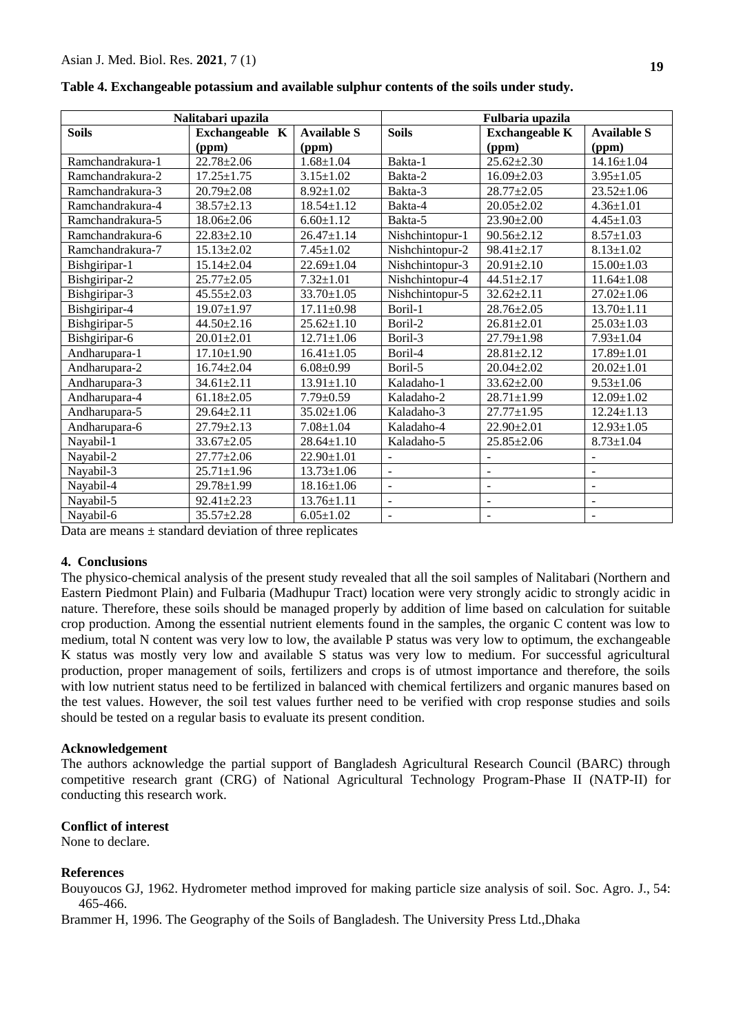**Table 4. Exchangeable potassium and available sulphur contents of the soils under study.**

| Nalitabari upazila | | | Fulbaria upazila | | |
|---|---|---|---|---|---|
| **Soils** | **Exchangeable K (ppm)** | **Available S (ppm)** | **Soils** | **Exchangeable K (ppm)** | **Available S (ppm)** |
| Ramchandrakura-1 | 22.78±2.06 | 1.68±1.04 | Bakta-1 | 25.62±2.30 | 14.16±1.04 |
| Ramchandrakura-2 | 17.25±1.75 | 3.15±1.02 | Bakta-2 | 16.09±2.03 | 3.95±1.05 |
| Ramchandrakura-3 | 20.79±2.08 | 8.92±1.02 | Bakta-3 | 28.77±2.05 | 23.52±1.06 |
| Ramchandrakura-4 | 38.57±2.13 | 18.54±1.12 | Bakta-4 | 20.05±2.02 | 4.36±1.01 |
| Ramchandrakura-5 | 18.06±2.06 | 6.60±1.12 | Bakta-5 | 23.90±2.00 | 4.45±1.03 |
| Ramchandrakura-6 | 22.83±2.10 | 26.47±1.14 | Nishchintopur-1 | 90.56±2.12 | 8.57±1.03 |
| Ramchandrakura-7 | 15.13±2.02 | 7.45±1.02 | Nishchintopur-2 | 98.41±2.17 | 8.13±1.02 |
| Bishgiripar-1 | 15.14±2.04 | 22.69±1.04 | Nishchintopur-3 | 20.91±2.10 | 15.00±1.03 |
| Bishgiripar-2 | 25.77±2.05 | 7.32±1.01 | Nishchintopur-4 | 44.51±2.17 | 11.64±1.08 |
| Bishgiripar-3 | 45.55±2.03 | 33.70±1.05 | Nishchintopur-5 | 32.62±2.11 | 27.02±1.06 |
| Bishgiripar-4 | 19.07±1.97 | 17.11±0.98 | Boril-1 | 28.76±2.05 | 13.70±1.11 |
| Bishgiripar-5 | 44.50±2.16 | 25.62±1.10 | Boril-2 | 26.81±2.01 | 25.03±1.03 |
| Bishgiripar-6 | 20.01±2.01 | 12.71±1.06 | Boril-3 | 27.79±1.98 | 7.93±1.04 |
| Andharupara-1 | 17.10±1.90 | 16.41±1.05 | Boril-4 | 28.81±2.12 | 17.89±1.01 |
| Andharupara-2 | 16.74±2.04 | 6.08±0.99 | Boril-5 | 20.04±2.02 | 20.02±1.01 |
| Andharupara-3 | 34.61±2.11 | 13.91±1.10 | Kaladaho-1 | 33.62±2.00 | 9.53±1.06 |
| Andharupara-4 | 61.18±2.05 | 7.79±0.59 | Kaladaho-2 | 28.71±1.99 | 12.09±1.02 |
| Andharupara-5 | 29.64±2.11 | 35.02±1.06 | Kaladaho-3 | 27.77±1.95 | 12.24±1.13 |
| Andharupara-6 | 27.79±2.13 | 7.08±1.04 | Kaladaho-4 | 22.90±2.01 | 12.93±1.05 |
| Nayabil-1 | 33.67±2.05 | 28.64±1.10 | Kaladaho-5 | 25.85±2.06 | 8.73±1.04 |
| Nayabil-2 | 27.77±2.06 | 22.90±1.01 | - | - | - |
| Nayabil-3 | 25.71±1.96 | 13.73±1.06 | - | - | - |
| Nayabil-4 | 29.78±1.99 | 18.16±1.06 | - | - | - |
| Nayabil-5 | 92.41±2.23 | 13.76±1.11 | - | - | - |
| Nayabil-6 | 35.57±2.28 | 6.05±1.02 | - | - | - |

Data are means ± standard deviation of three replicates

## 4. Conclusions

The physico-chemical analysis of the present study revealed that all the soil samples of Nalitabari (Northern and Eastern Piedmont Plain) and Fulbaria (Madhupur Tract) location were very strongly acidic to strongly acidic in nature. Therefore, these soils should be managed properly by addition of lime based on calculation for suitable crop production. Among the essential nutrient elements found in the samples, the organic C content was low to medium, total N content was very low to low, the available P status was very low to optimum, the exchangeable K status was mostly very low and available S status was very low to medium. For successful agricultural production, proper management of soils, fertilizers and crops is of utmost importance and therefore, the soils with low nutrient status need to be fertilized in balanced with chemical fertilizers and organic manures based on the test values. However, the soil test values further need to be verified with crop response studies and soils should be tested on a regular basis to evaluate its present condition.

## Acknowledgement

The authors acknowledge the partial support of Bangladesh Agricultural Research Council (BARC) through competitive research grant (CRG) of National Agricultural Technology Program-Phase II (NATP-II) for conducting this research work.

## Conflict of interest

None to declare.

## References

Bouyoucos GJ, 1962. Hydrometer method improved for making particle size analysis of soil. Soc. Agro. J., 54: 465-466.

Brammer H, 1996. The Geography of the Soils of Bangladesh. The University Press Ltd.,Dhaka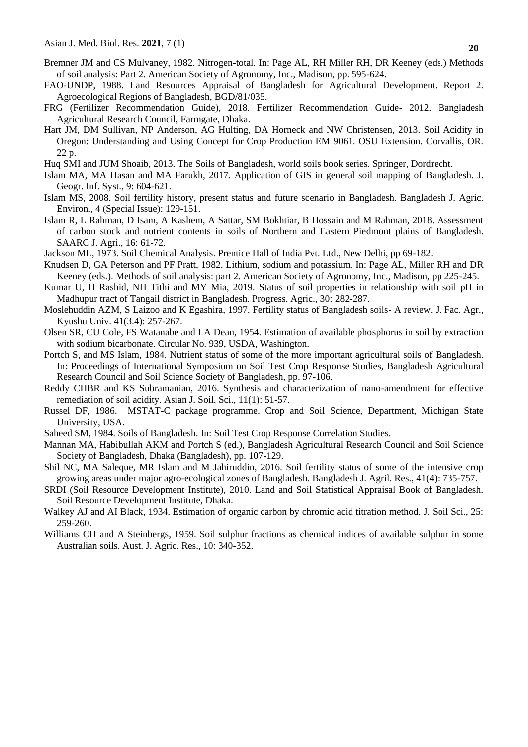Bremner JM and CS Mulvaney, 1982. Nitrogen-total. In: Page AL, RH Miller RH, DR Keeney (eds.) Methods of soil analysis: Part 2. American Society of Agronomy, Inc., Madison, pp. 595-624.

FAO-UNDP, 1988. Land Resources Appraisal of Bangladesh for Agricultural Development. Report 2. Agroecological Regions of Bangladesh, BGD/81/035.

FRG (Fertilizer Recommendation Guide), 2018. Fertilizer Recommendation Guide- 2012. Bangladesh Agricultural Research Council, Farmgate, Dhaka.

Hart JM, DM Sullivan, NP Anderson, AG Hulting, DA Horneck and NW Christensen, 2013. Soil Acidity in Oregon: Understanding and Using Concept for Crop Production EM 9061. OSU Extension. Corvallis, OR. 22 p.

Huq SMI and JUM Shoaib, 2013. The Soils of Bangladesh, world soils book series. Springer, Dordrecht.

Islam MA, MA Hasan and MA Farukh, 2017. Application of GIS in general soil mapping of Bangladesh. J. Geogr. Inf. Syst., 9: 604-621.

Islam MS, 2008. Soil fertility history, present status and future scenario in Bangladesh. Bangladesh J. Agric. Environ., 4 (Special Issue): 129-151.

Islam R, L Rahman, D Isam, A Kashem, A Sattar, SM Bokhtiar, B Hossain and M Rahman, 2018. Assessment of carbon stock and nutrient contents in soils of Northern and Eastern Piedmont plains of Bangladesh. SAARC J. Agri., 16: 61-72.

Jackson ML, 1973. Soil Chemical Analysis. Prentice Hall of India Pvt. Ltd., New Delhi, pp 69-182.

Knudsen D, GA Peterson and PF Pratt, 1982. Lithium, sodium and potassium. In: Page AL, Miller RH and DR Keeney (eds.). Methods of soil analysis: part 2. American Society of Agronomy, Inc., Madison, pp 225-245.

Kumar U, H Rashid, NH Tithi and MY Mia, 2019. Status of soil properties in relationship with soil pH in Madhupur tract of Tangail district in Bangladesh. Progress. Agric., 30: 282-287.

Moslehuddin AZM, S Laizoo and K Egashira, 1997. Fertility status of Bangladesh soils- A review. J. Fac. Agr., Kyushu Univ. 41(3.4): 257-267.

Olsen SR, CU Cole, FS Watanabe and LA Dean, 1954. Estimation of available phosphorus in soil by extraction with sodium bicarbonate. Circular No. 939, USDA, Washington.

Portch S, and MS Islam, 1984. Nutrient status of some of the more important agricultural soils of Bangladesh. In: Proceedings of International Symposium on Soil Test Crop Response Studies, Bangladesh Agricultural Research Council and Soil Science Society of Bangladesh, pp. 97-106.

Reddy CHBR and KS Subramanian, 2016. Synthesis and characterization of nano-amendment for effective remediation of soil acidity. Asian J. Soil. Sci., 11(1): 51-57.

Russel DF, 1986. MSTAT-C package programme. Crop and Soil Science, Department, Michigan State University, USA.

Saheed SM, 1984. Soils of Bangladesh. In: Soil Test Crop Response Correlation Studies.

Mannan MA, Habibullah AKM and Portch S (ed.), Bangladesh Agricultural Research Council and Soil Science Society of Bangladesh, Dhaka (Bangladesh), pp. 107-129.

Shil NC, MA Saleque, MR Islam and M Jahiruddin, 2016. Soil fertility status of some of the intensive crop growing areas under major agro-ecological zones of Bangladesh. Bangladesh J. Agril. Res., 41(4): 735-757.

SRDI (Soil Resource Development Institute), 2010. Land and Soil Statistical Appraisal Book of Bangladesh. Soil Resource Development Institute, Dhaka.

Walkey AJ and AI Black, 1934. Estimation of organic carbon by chromic acid titration method. J. Soil Sci., 25: 259-260.

Williams CH and A Steinbergs, 1959. Soil sulphur fractions as chemical indices of available sulphur in some Australian soils. Aust. J. Agric. Res., 10: 340-352.